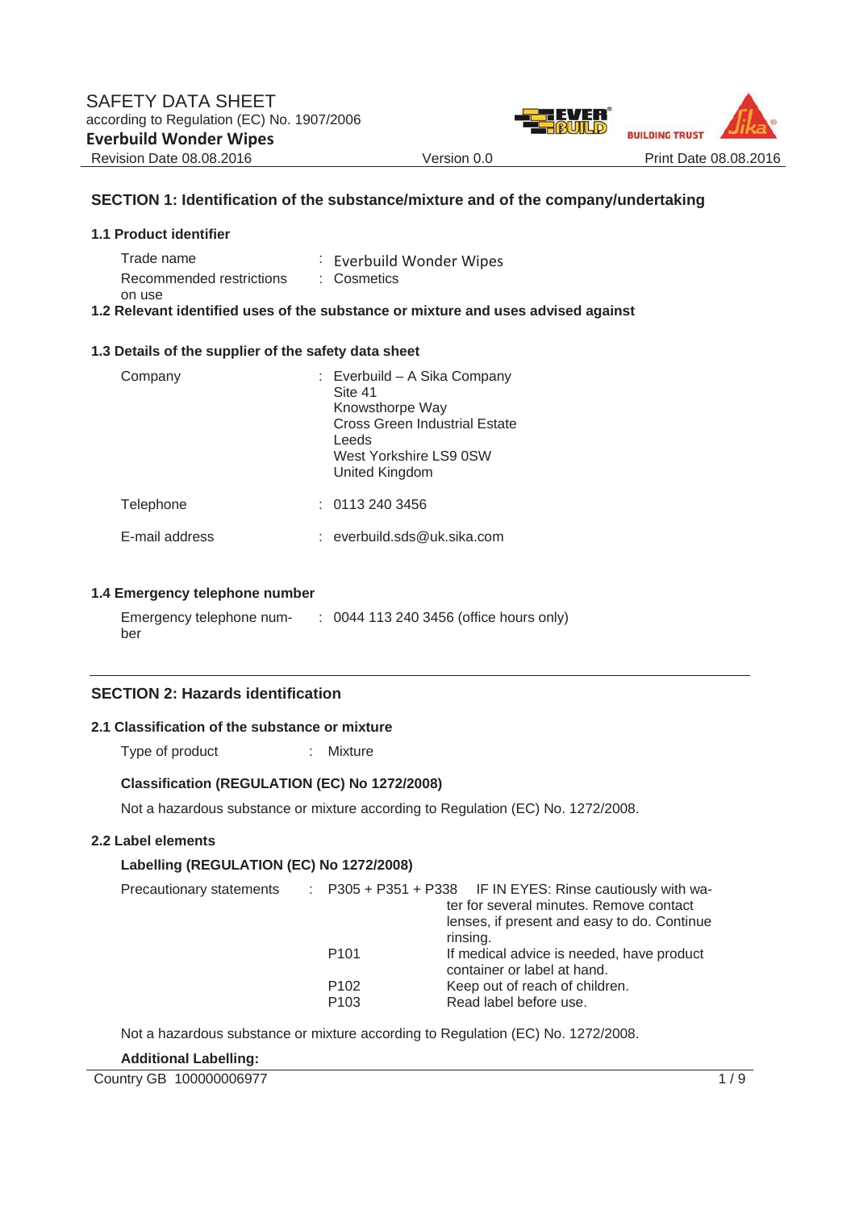# SAFETY DATA SHEET

according to Regulation (EC) No. 1907/2006

**Everbuild Wonder Wipes**

Revision Date 08.08.2016 | Version 0.0 | Print Date 08.08.2016

## SECTION 1: Identification of the substance/mixture and of the company/undertaking

### 1.1 Product identifier

| | | |
|---|---|---|
| Trade name | : | Everbuild Wonder Wipes |
| Recommended restrictions on use | : | Cosmetics |

### 1.2 Relevant identified uses of the substance or mixture and uses advised against

### 1.3 Details of the supplier of the safety data sheet

| | | |
|---|---|---|
| Company | : | Everbuild – A Sika Company<br>Site 41<br>Knowsthorpe Way<br>Cross Green Industrial Estate<br>Leeds<br>West Yorkshire LS9 0SW<br>United Kingdom |
| Telephone | : | 0113 240 3456 |
| E-mail address | : | everbuild.sds@uk.sika.com |

### 1.4 Emergency telephone number

| | | |
|---|---|---|
| Emergency telephone number | : | 0044 113 240 3456 (office hours only) |

## SECTION 2: Hazards identification

### 2.1 Classification of the substance or mixture

| | | |
|---|---|---|
| Type of product | : | Mixture |

**Classification (REGULATION (EC) No 1272/2008)**

Not a hazardous substance or mixture according to Regulation (EC) No. 1272/2008.

### 2.2 Label elements

**Labelling (REGULATION (EC) No 1272/2008)**

| | | | |
|---|---|---|---|
| Precautionary statements | : | P305 + P351 + P338 | IF IN EYES: Rinse cautiously with water for several minutes. Remove contact lenses, if present and easy to do. Continue rinsing. |
| | | P101 | If medical advice is needed, have product container or label at hand. |
| | | P102 | Keep out of reach of children. |
| | | P103 | Read label before use. |

Not a hazardous substance or mixture according to Regulation (EC) No. 1272/2008.

**Additional Labelling:**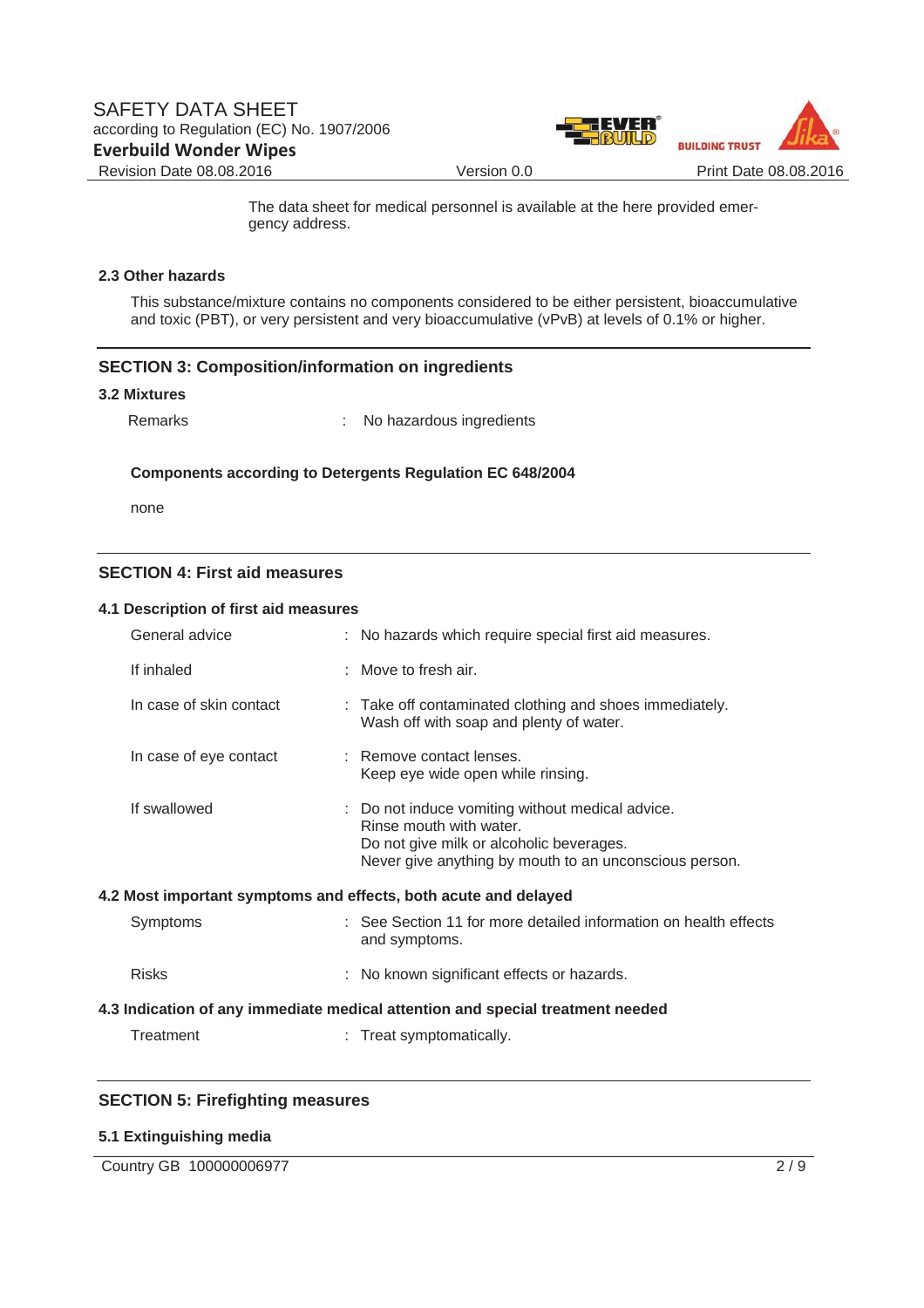The data sheet for medical personnel is available at the here provided emergency address.

### 2.3 Other hazards

This substance/mixture contains no components considered to be either persistent, bioaccumulative and toxic (PBT), or very persistent and very bioaccumulative (vPvB) at levels of 0.1% or higher.

## SECTION 3: Composition/information on ingredients

### 3.2 Mixtures

Remarks : No hazardous ingredients

**Components according to Detergents Regulation EC 648/2004**

none

## SECTION 4: First aid measures

### 4.1 Description of first aid measures

General advice : No hazards which require special first aid measures.

If inhaled : Move to fresh air.

In case of skin contact : Take off contaminated clothing and shoes immediately.
Wash off with soap and plenty of water.

In case of eye contact : Remove contact lenses.
Keep eye wide open while rinsing.

If swallowed : Do not induce vomiting without medical advice.
Rinse mouth with water.
Do not give milk or alcoholic beverages.
Never give anything by mouth to an unconscious person.

### 4.2 Most important symptoms and effects, both acute and delayed

Symptoms : See Section 11 for more detailed information on health effects and symptoms.

Risks : No known significant effects or hazards.

### 4.3 Indication of any immediate medical attention and special treatment needed

Treatment : Treat symptomatically.

## SECTION 5: Firefighting measures

### 5.1 Extinguishing media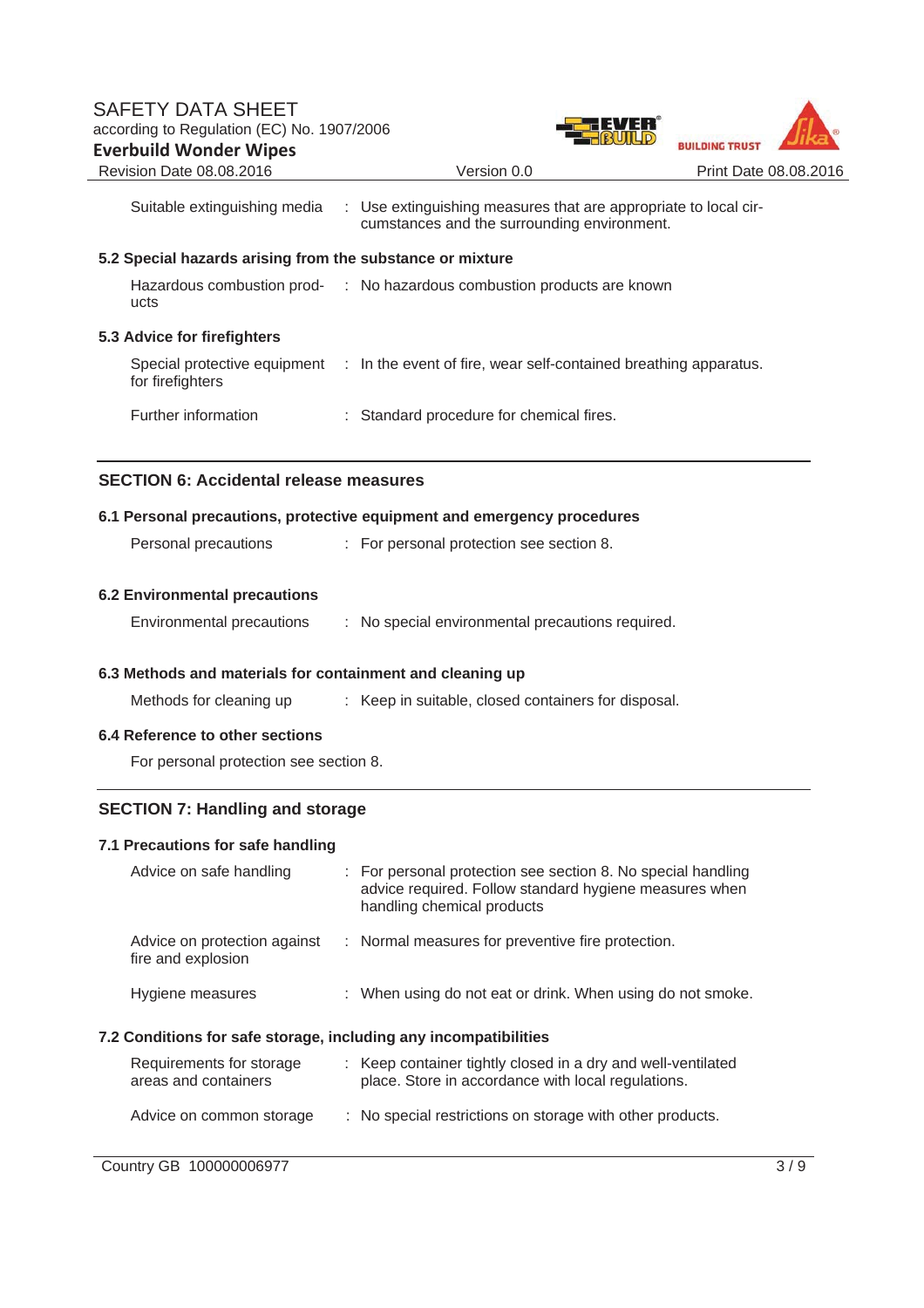| | |
|---|---|
| Suitable extinguishing media | : Use extinguishing measures that are appropriate to local circumstances and the surrounding environment. |

### 5.2 Special hazards arising from the substance or mixture

| | |
|---|---|
| Hazardous combustion products | : No hazardous combustion products are known |

### 5.3 Advice for firefighters

| | |
|---|---|
| Special protective equipment for firefighters | : In the event of fire, wear self-contained breathing apparatus. |
| Further information | : Standard procedure for chemical fires. |

## SECTION 6: Accidental release measures

### 6.1 Personal precautions, protective equipment and emergency procedures

| | |
|---|---|
| Personal precautions | : For personal protection see section 8. |

### 6.2 Environmental precautions

| | |
|---|---|
| Environmental precautions | : No special environmental precautions required. |

### 6.3 Methods and materials for containment and cleaning up

| | |
|---|---|
| Methods for cleaning up | : Keep in suitable, closed containers for disposal. |

### 6.4 Reference to other sections

For personal protection see section 8.

## SECTION 7: Handling and storage

### 7.1 Precautions for safe handling

| | |
|---|---|
| Advice on safe handling | : For personal protection see section 8. No special handling advice required. Follow standard hygiene measures when handling chemical products |
| Advice on protection against fire and explosion | : Normal measures for preventive fire protection. |
| Hygiene measures | : When using do not eat or drink. When using do not smoke. |

### 7.2 Conditions for safe storage, including any incompatibilities

| | |
|---|---|
| Requirements for storage areas and containers | : Keep container tightly closed in a dry and well-ventilated place. Store in accordance with local regulations. |
| Advice on common storage | : No special restrictions on storage with other products. |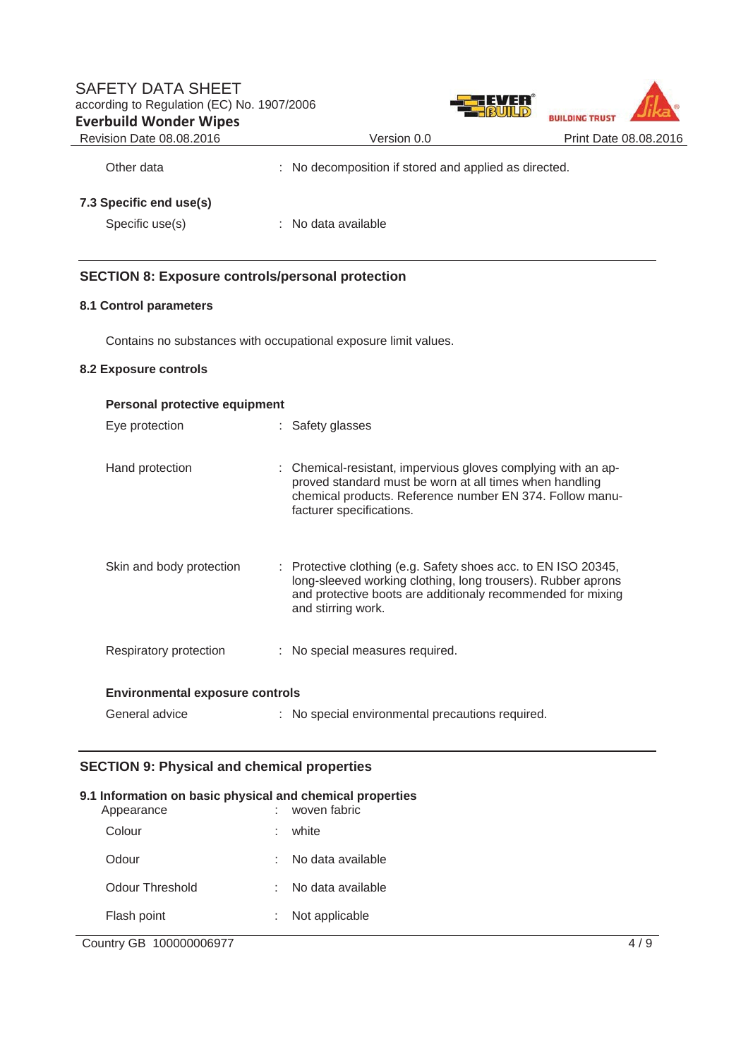| | | |
|---|---|---|
| Other data | : | No decomposition if stored and applied as directed. |

**7.3 Specific end use(s)**

| | | |
|---|---|---|
| Specific use(s) | : | No data available |

## SECTION 8: Exposure controls/personal protection

### 8.1 Control parameters

Contains no substances with occupational exposure limit values.

### 8.2 Exposure controls

**Personal protective equipment**

| | | |
|---|---|---|
| Eye protection | : | Safety glasses |
| Hand protection | : | Chemical-resistant, impervious gloves complying with an approved standard must be worn at all times when handling chemical products. Reference number EN 374. Follow manufacturer specifications. |
| Skin and body protection | : | Protective clothing (e.g. Safety shoes acc. to EN ISO 20345, long-sleeved working clothing, long trousers). Rubber aprons and protective boots are additionaly recommended for mixing and stirring work. |
| Respiratory protection | : | No special measures required. |

**Environmental exposure controls**

| | | |
|---|---|---|
| General advice | : | No special environmental precautions required. |

## SECTION 9: Physical and chemical properties

### 9.1 Information on basic physical and chemical properties

| | | |
|---|---|---|
| Appearance | : | woven fabric |
| Colour | : | white |
| Odour | : | No data available |
| Odour Threshold | : | No data available |
| Flash point | : | Not applicable |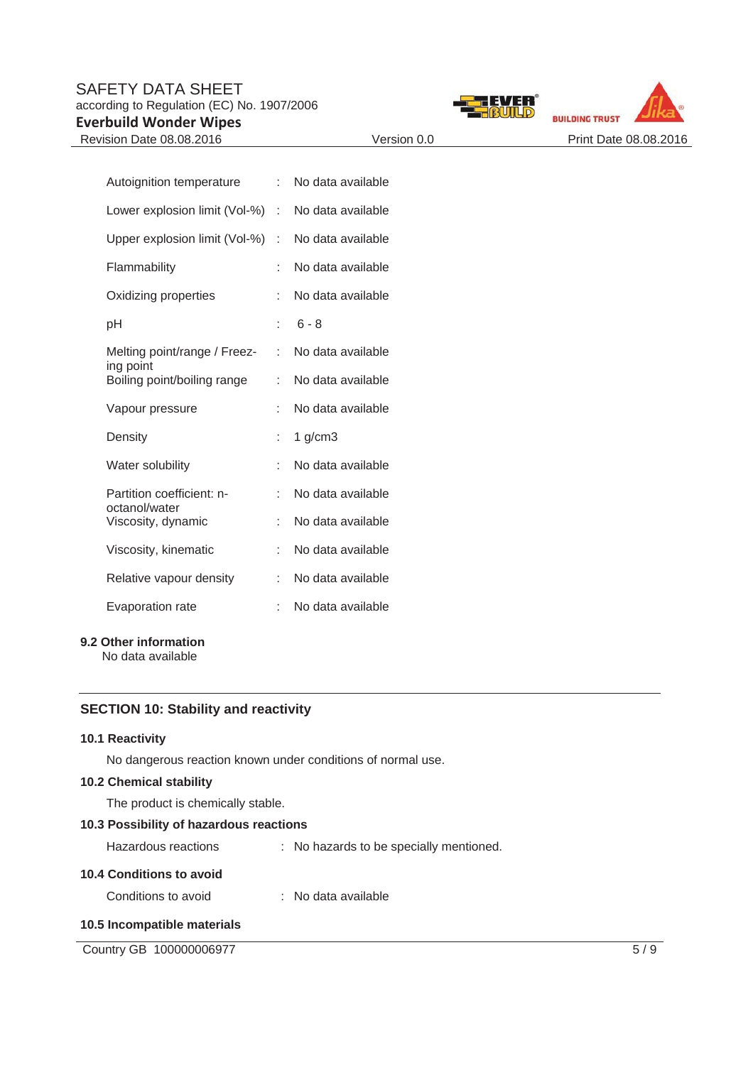| | | |
|---|---|---|
| Autoignition temperature | : | No data available |
| Lower explosion limit (Vol-%) | : | No data available |
| Upper explosion limit (Vol-%) | : | No data available |
| Flammability | : | No data available |
| Oxidizing properties | : | No data available |
| pH | : | 6 - 8 |
| Melting point/range / Freezing point | : | No data available |
| Boiling point/boiling range | : | No data available |
| Vapour pressure | : | No data available |
| Density | : | 1 g/cm3 |
| Water solubility | : | No data available |
| Partition coefficient: n-octanol/water | : | No data available |
| Viscosity, dynamic | : | No data available |
| Viscosity, kinematic | : | No data available |
| Relative vapour density | : | No data available |
| Evaporation rate | : | No data available |

### 9.2 Other information

No data available

## SECTION 10: Stability and reactivity

### 10.1 Reactivity

No dangerous reaction known under conditions of normal use.

### 10.2 Chemical stability

The product is chemically stable.

### 10.3 Possibility of hazardous reactions

Hazardous reactions : No hazards to be specially mentioned.

### 10.4 Conditions to avoid

Conditions to avoid : No data available

### 10.5 Incompatible materials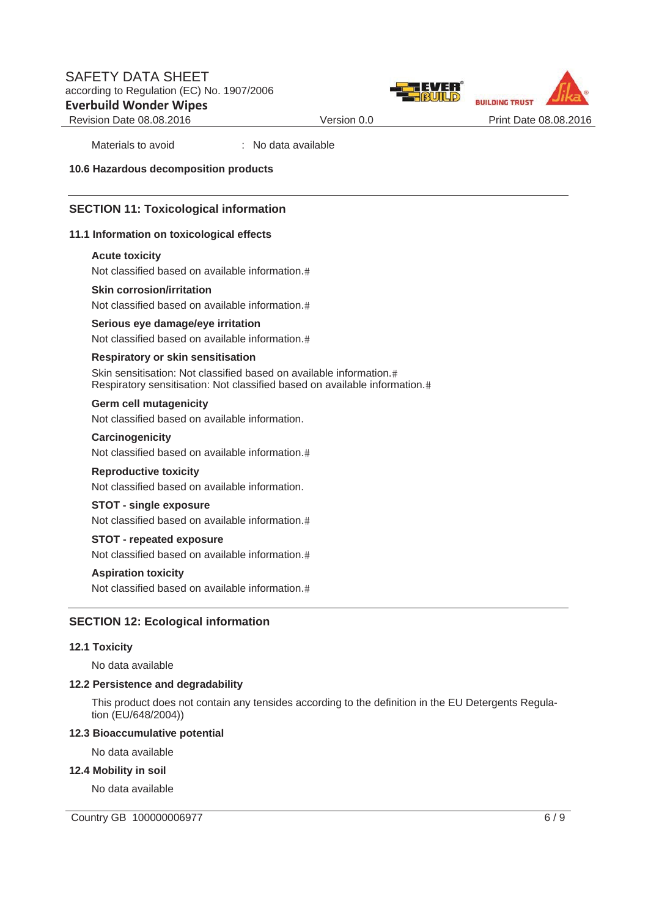Materials to avoid : No data available

**10.6 Hazardous decomposition products**

## SECTION 11: Toxicological information

### 11.1 Information on toxicological effects

**Acute toxicity**

Not classified based on available information.#

**Skin corrosion/irritation**

Not classified based on available information.#

**Serious eye damage/eye irritation**

Not classified based on available information.#

**Respiratory or skin sensitisation**

Skin sensitisation: Not classified based on available information.#
Respiratory sensitisation: Not classified based on available information.#

**Germ cell mutagenicity**

Not classified based on available information.

**Carcinogenicity**

Not classified based on available information.#

**Reproductive toxicity**

Not classified based on available information.

**STOT - single exposure**

Not classified based on available information.#

**STOT - repeated exposure**

Not classified based on available information.#

**Aspiration toxicity**

Not classified based on available information.#

## SECTION 12: Ecological information

### 12.1 Toxicity

No data available

### 12.2 Persistence and degradability

This product does not contain any tensides according to the definition in the EU Detergents Regulation (EU/648/2004))

### 12.3 Bioaccumulative potential

No data available

### 12.4 Mobility in soil

No data available

Country GB 100000006977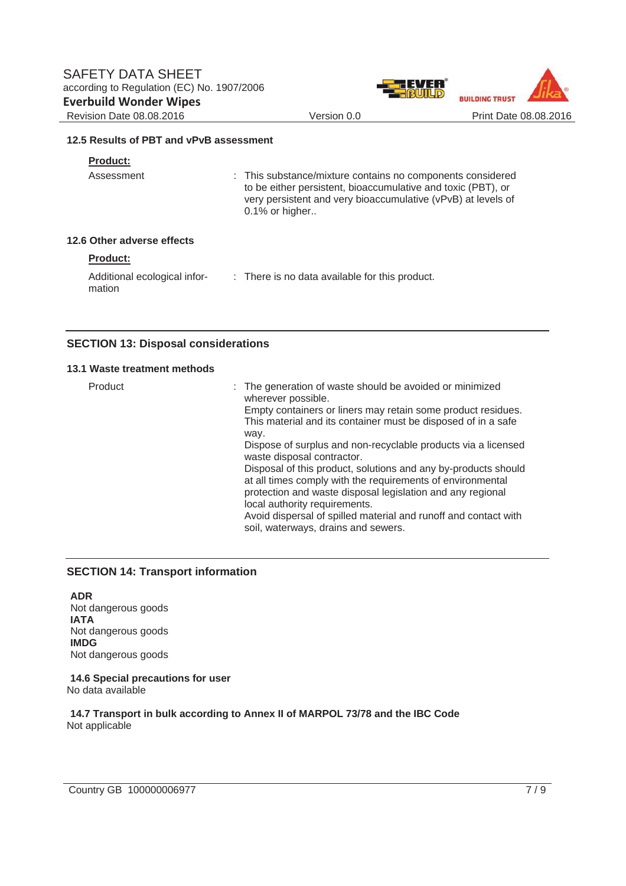### 12.5 Results of PBT and vPvB assessment

**Product:**

| | |
|---|---|
| Assessment | : This substance/mixture contains no components considered to be either persistent, bioaccumulative and toxic (PBT), or very persistent and very bioaccumulative (vPvB) at levels of 0.1% or higher.. |

### 12.6 Other adverse effects

**Product:**

| | |
|---|---|
| Additional ecological information | : There is no data available for this product. |

## SECTION 13: Disposal considerations

### 13.1 Waste treatment methods

| | |
|---|---|
| Product | : The generation of waste should be avoided or minimized wherever possible. Empty containers or liners may retain some product residues. This material and its container must be disposed of in a safe way. Dispose of surplus and non-recyclable products via a licensed waste disposal contractor. Disposal of this product, solutions and any by-products should at all times comply with the requirements of environmental protection and waste disposal legislation and any regional local authority requirements. Avoid dispersal of spilled material and runoff and contact with soil, waterways, drains and sewers. |

## SECTION 14: Transport information

**ADR**
Not dangerous goods
**IATA**
Not dangerous goods
**IMDG**
Not dangerous goods

**14.6 Special precautions for user**
No data available

**14.7 Transport in bulk according to Annex II of MARPOL 73/78 and the IBC Code**
Not applicable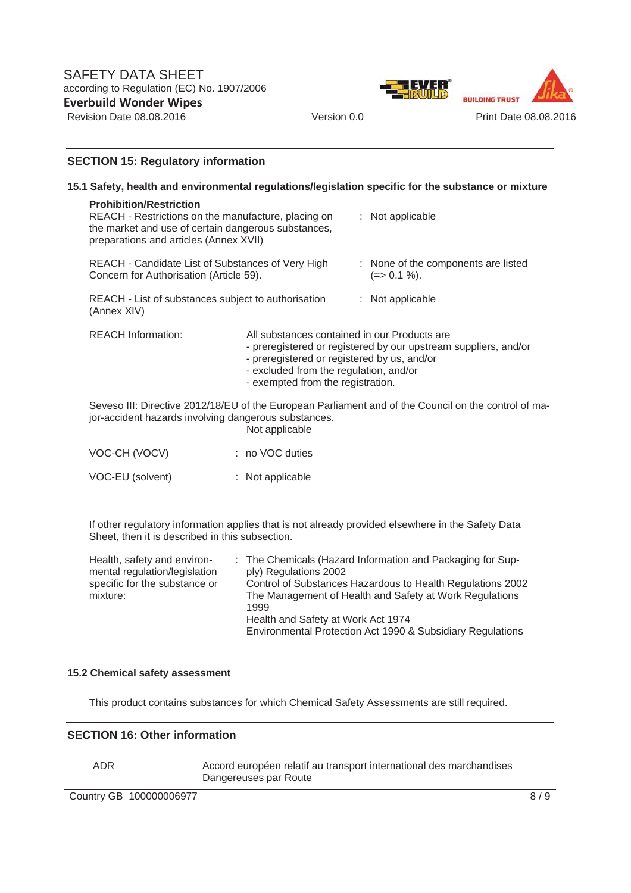## SECTION 15: Regulatory information

### 15.1 Safety, health and environmental regulations/legislation specific for the substance or mixture

**Prohibition/Restriction**

REACH - Restrictions on the manufacture, placing on the market and use of certain dangerous substances, preparations and articles (Annex XVII) : Not applicable

REACH - Candidate List of Substances of Very High Concern for Authorisation (Article 59). : None of the components are listed (=> 0.1 %).

REACH - List of substances subject to authorisation (Annex XIV) : Not applicable

REACH Information: All substances contained in our Products are
- preregistered or registered by our upstream suppliers, and/or
- preregistered or registered by us, and/or
- excluded from the regulation, and/or
- exempted from the registration.

Seveso III: Directive 2012/18/EU of the European Parliament and of the Council on the control of major-accident hazards involving dangerous substances.
Not applicable

VOC-CH (VOCV) : no VOC duties

VOC-EU (solvent) : Not applicable

If other regulatory information applies that is not already provided elsewhere in the Safety Data Sheet, then it is described in this subsection.

Health, safety and environmental regulation/legislation specific for the substance or mixture: : The Chemicals (Hazard Information and Packaging for Supply) Regulations 2002
Control of Substances Hazardous to Health Regulations 2002
The Management of Health and Safety at Work Regulations 1999
Health and Safety at Work Act 1974
Environmental Protection Act 1990 & Subsidiary Regulations

### 15.2 Chemical safety assessment

This product contains substances for which Chemical Safety Assessments are still required.

## SECTION 16: Other information

ADR Accord européen relatif au transport international des marchandises Dangereuses par Route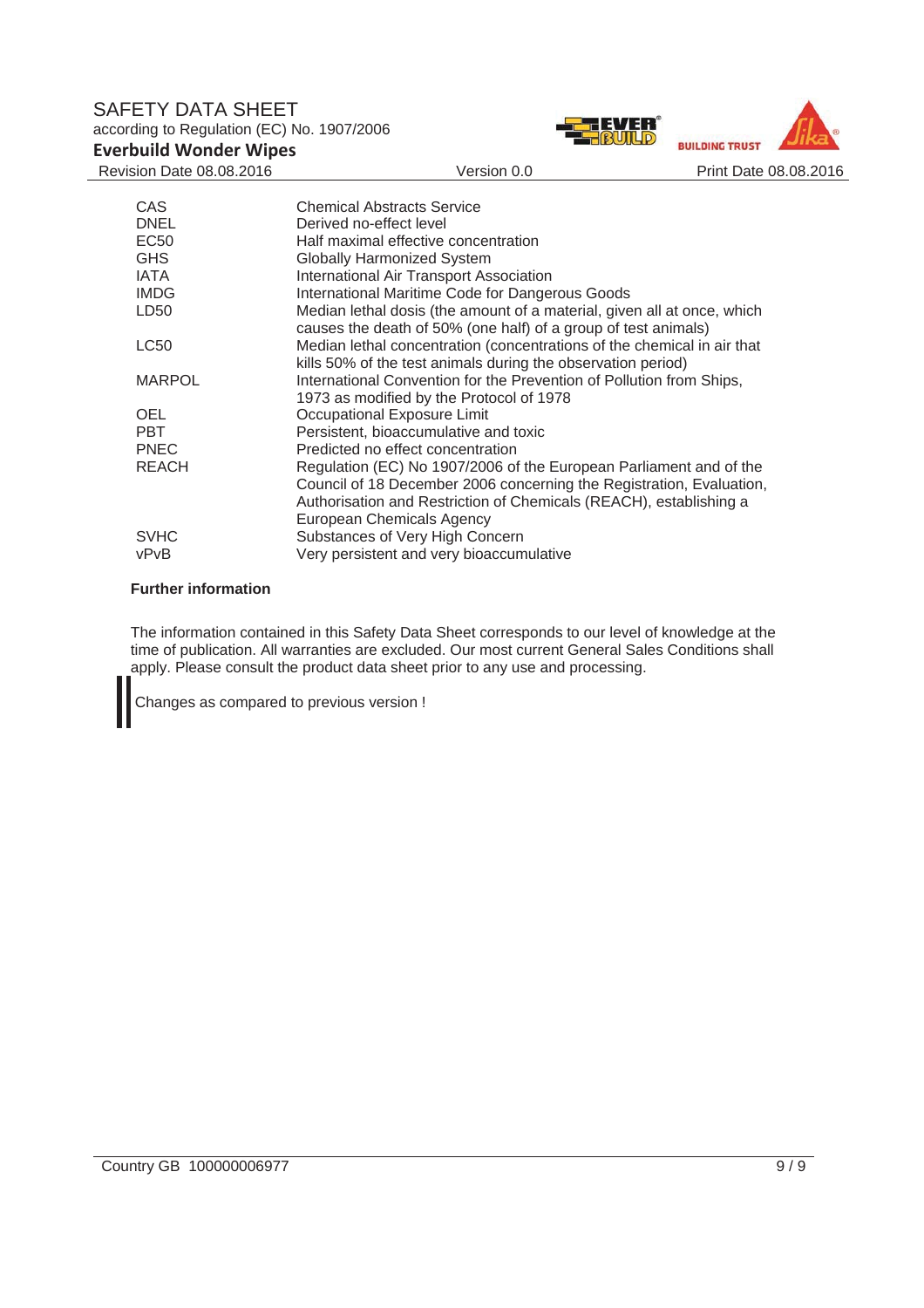| | |
|---|---|
| CAS | Chemical Abstracts Service |
| DNEL | Derived no-effect level |
| EC50 | Half maximal effective concentration |
| GHS | Globally Harmonized System |
| IATA | International Air Transport Association |
| IMDG | International Maritime Code for Dangerous Goods |
| LD50 | Median lethal dosis (the amount of a material, given all at once, which causes the death of 50% (one half) of a group of test animals) |
| LC50 | Median lethal concentration (concentrations of the chemical in air that kills 50% of the test animals during the observation period) |
| MARPOL | International Convention for the Prevention of Pollution from Ships, 1973 as modified by the Protocol of 1978 |
| OEL | Occupational Exposure Limit |
| PBT | Persistent, bioaccumulative and toxic |
| PNEC | Predicted no effect concentration |
| REACH | Regulation (EC) No 1907/2006 of the European Parliament and of the Council of 18 December 2006 concerning the Registration, Evaluation, Authorisation and Restriction of Chemicals (REACH), establishing a European Chemicals Agency |
| SVHC | Substances of Very High Concern |
| vPvB | Very persistent and very bioaccumulative |

**Further information**

The information contained in this Safety Data Sheet corresponds to our level of knowledge at the time of publication. All warranties are excluded. Our most current General Sales Conditions shall apply. Please consult the product data sheet prior to any use and processing.

Changes as compared to previous version !